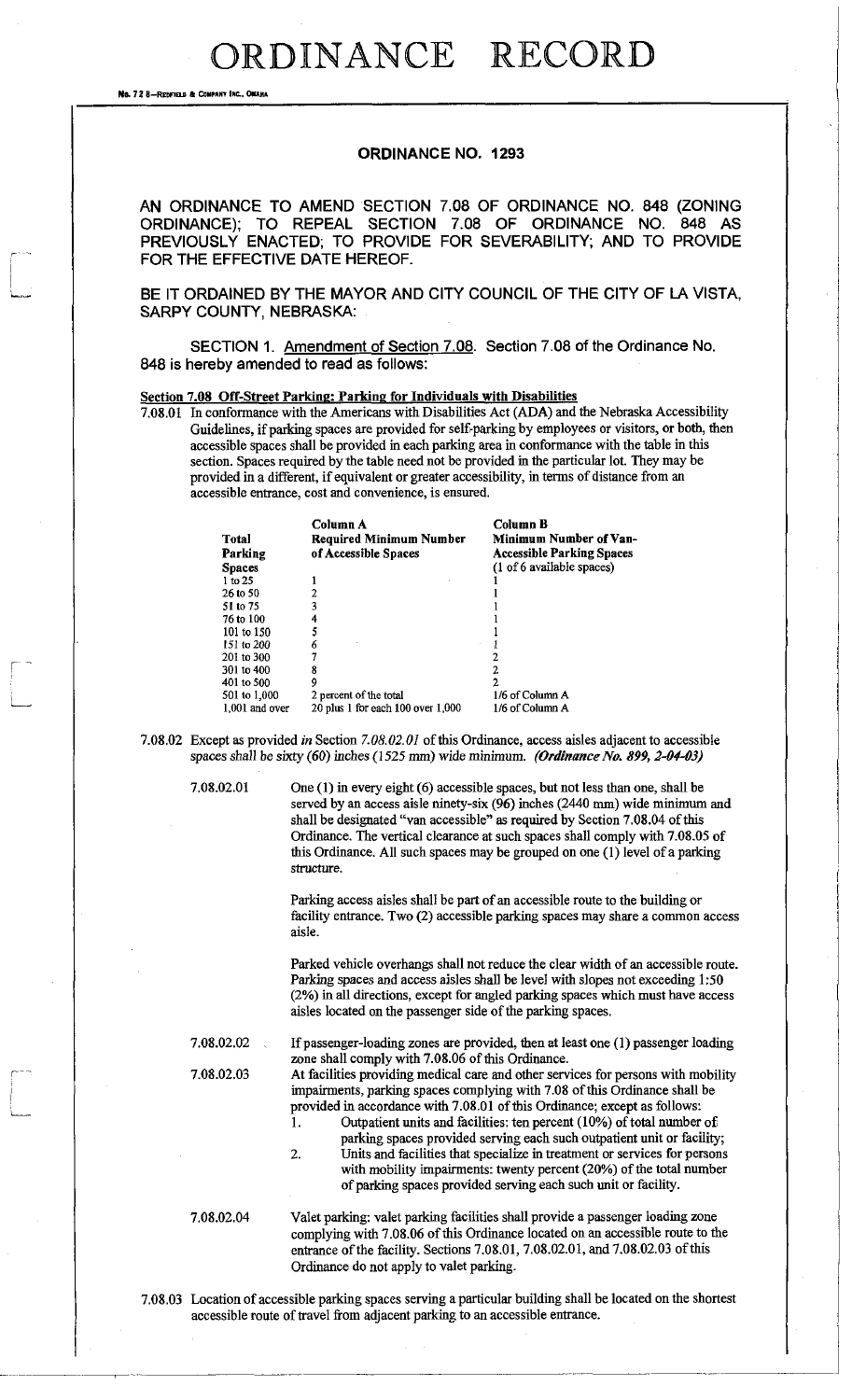# ORDINANCE RECORD

No. 72 8—REDFIELD & COMPANY INC., OMAHA

## ORDINANCE NO. 1293

AN ORDINANCE TO AMEND SECTION 7.08 OF ORDINANCE NO. 848 (ZONING ORDINANCE); TO REPEAL SECTION 7.08 OF ORDINANCE NO. 848 AS PREVIOUSLY ENACTED; TO PROVIDE FOR SEVERABILITY; AND TO PROVIDE FOR THE EFFECTIVE DATE HEREOF.

BE IT ORDAINED BY THE MAYOR AND CITY COUNCIL OF THE CITY OF LA VISTA, SARPY COUNTY, NEBRASKA:

SECTION 1. Amendment of Section 7.08. Section 7.08 of the Ordinance No. 848 is hereby amended to read as follows:

**Section 7.08 Off-Street Parking: Parking for Individuals with Disabilities**

7.08.01 In conformance with the Americans with Disabilities Act (ADA) and the Nebraska Accessibility Guidelines, if parking spaces are provided for self-parking by employees or visitors, or both, then accessible spaces shall be provided in each parking area in conformance with the table in this section. Spaces required by the table need not be provided in the particular lot. They may be provided in a different, if equivalent or greater accessibility, in terms of distance from an accessible entrance, cost and convenience, is ensured.

| Total Parking Spaces | Column A Required Minimum Number of Accessible Spaces | Column B Minimum Number of Van-Accessible Parking Spaces (1 of 6 available spaces) |
|---|---|---|
| 1 to 25 | 1 | 1 |
| 26 to 50 | 2 | 1 |
| 51 to 75 | 3 | 1 |
| 76 to 100 | 4 | 1 |
| 101 to 150 | 5 | 1 |
| 151 to 200 | 6 | 1 |
| 201 to 300 | 7 | 2 |
| 301 to 400 | 8 | 2 |
| 401 to 500 | 9 | 2 |
| 501 to 1,000 | 2 percent of the total | 1/6 of Column A |
| 1,001 and over | 20 plus 1 for each 100 over 1,000 | 1/6 of Column A |

7.08.02 Except as provided *in* Section *7.08.02.01* of this Ordinance, access aisles adjacent to accessible spaces shall be sixty (60) inches (1525 mm) wide minimum. ***(Ordinance No. 899, 2-04-03)***

7.08.02.01 One (1) in every eight (6) accessible spaces, but not less than one, shall be served by an access aisle ninety-six (96) inches (2440 mm) wide minimum and shall be designated "van accessible" as required by Section 7.08.04 of this Ordinance. The vertical clearance at such spaces shall comply with 7.08.05 of this Ordinance. All such spaces may be grouped on one (1) level of a parking structure.

Parking access aisles shall be part of an accessible route to the building or facility entrance. Two (2) accessible parking spaces may share a common access aisle.

Parked vehicle overhangs shall not reduce the clear width of an accessible route. Parking spaces and access aisles shall be level with slopes not exceeding 1:50 (2%) in all directions, except for angled parking spaces which must have access aisles located on the passenger side of the parking spaces.

7.08.02.02 If passenger-loading zones are provided, then at least one (1) passenger loading zone shall comply with 7.08.06 of this Ordinance.

7.08.02.03 At facilities providing medical care and other services for persons with mobility impairments, parking spaces complying with 7.08 of this Ordinance shall be provided in accordance with 7.08.01 of this Ordinance; except as follows:

1. Outpatient units and facilities: ten percent (10%) of total number of parking spaces provided serving each such outpatient unit or facility;
2. Units and facilities that specialize in treatment or services for persons with mobility impairments: twenty percent (20%) of the total number of parking spaces provided serving each such unit or facility.

7.08.02.04 Valet parking: valet parking facilities shall provide a passenger loading zone complying with 7.08.06 of this Ordinance located on an accessible route to the entrance of the facility. Sections 7.08.01, 7.08.02.01, and 7.08.02.03 of this Ordinance do not apply to valet parking.

7.08.03 Location of accessible parking spaces serving a particular building shall be located on the shortest accessible route of travel from adjacent parking to an accessible entrance.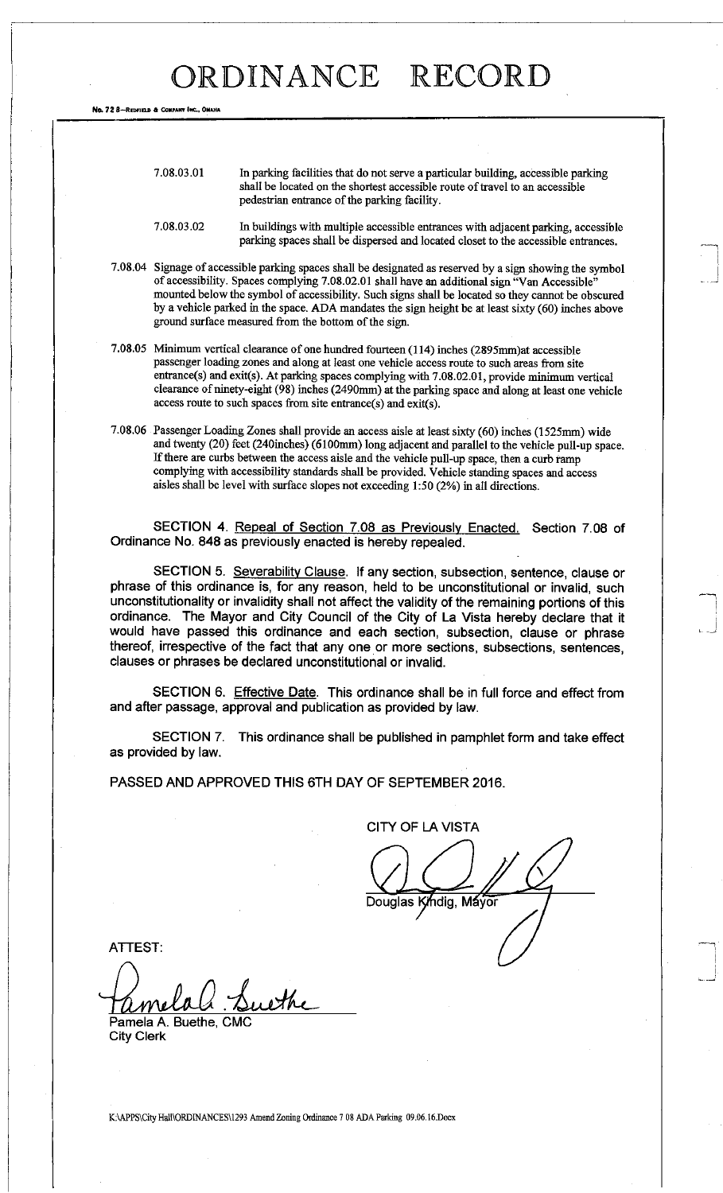# ORDINANCE RECORD

7.08.03.01 In parking facilities that do not serve a particular building, accessible parking shall be located on the shortest accessible route of travel to an accessible pedestrian entrance of the parking facility.

7.08.03.02 In buildings with multiple accessible entrances with adjacent parking, accessible parking spaces shall be dispersed and located closet to the accessible entrances.

7.08.04 Signage of accessible parking spaces shall be designated as reserved by a sign showing the symbol of accessibility. Spaces complying 7.08.02.01 shall have an additional sign "Van Accessible" mounted below the symbol of accessibility. Such signs shall be located so they cannot be obscured by a vehicle parked in the space. ADA mandates the sign height be at least sixty (60) inches above ground surface measured from the bottom of the sign.

7.08.05 Minimum vertical clearance of one hundred fourteen (114) inches (2895mm)at accessible passenger loading zones and along at least one vehicle access route to such areas from site entrance(s) and exit(s). At parking spaces complying with 7.08.02.01, provide minimum vertical clearance of ninety-eight (98) inches (2490mm) at the parking space and along at least one vehicle access route to such spaces from site entrance(s) and exit(s).

7.08.06 Passenger Loading Zones shall provide an access aisle at least sixty (60) inches (1525mm) wide and twenty (20) feet (240inches) (6100mm) long adjacent and parallel to the vehicle pull-up space. If there are curbs between the access aisle and the vehicle pull-up space, then a curb ramp complying with accessibility standards shall be provided. Vehicle standing spaces and access aisles shall be level with surface slopes not exceeding 1:50 (2%) in all directions.

SECTION 4. Repeal of Section 7.08 as Previously Enacted. Section 7.08 of Ordinance No. 848 as previously enacted is hereby repealed.

SECTION 5. Severability Clause. If any section, subsection, sentence, clause or phrase of this ordinance is, for any reason, held to be unconstitutional or invalid, such unconstitutionality or invalidity shall not affect the validity of the remaining portions of this ordinance. The Mayor and City Council of the City of La Vista hereby declare that it would have passed this ordinance and each section, subsection, clause or phrase thereof, irrespective of the fact that any one or more sections, subsections, sentences, clauses or phrases be declared unconstitutional or invalid.

SECTION 6. Effective Date. This ordinance shall be in full force and effect from and after passage, approval and publication as provided by law.

SECTION 7. This ordinance shall be published in pamphlet form and take effect as provided by law.

PASSED AND APPROVED THIS 6TH DAY OF SEPTEMBER 2016.

CITY OF LA VISTA

Douglas Kindig, Mayor

ATTEST:

Pamela A. Buethe, CMC
City Clerk

K:\APPS\City Hall\ORDINANCES\1293 Amend Zoning Ordinance 7 08 ADA Parking 09.06.16.Docx